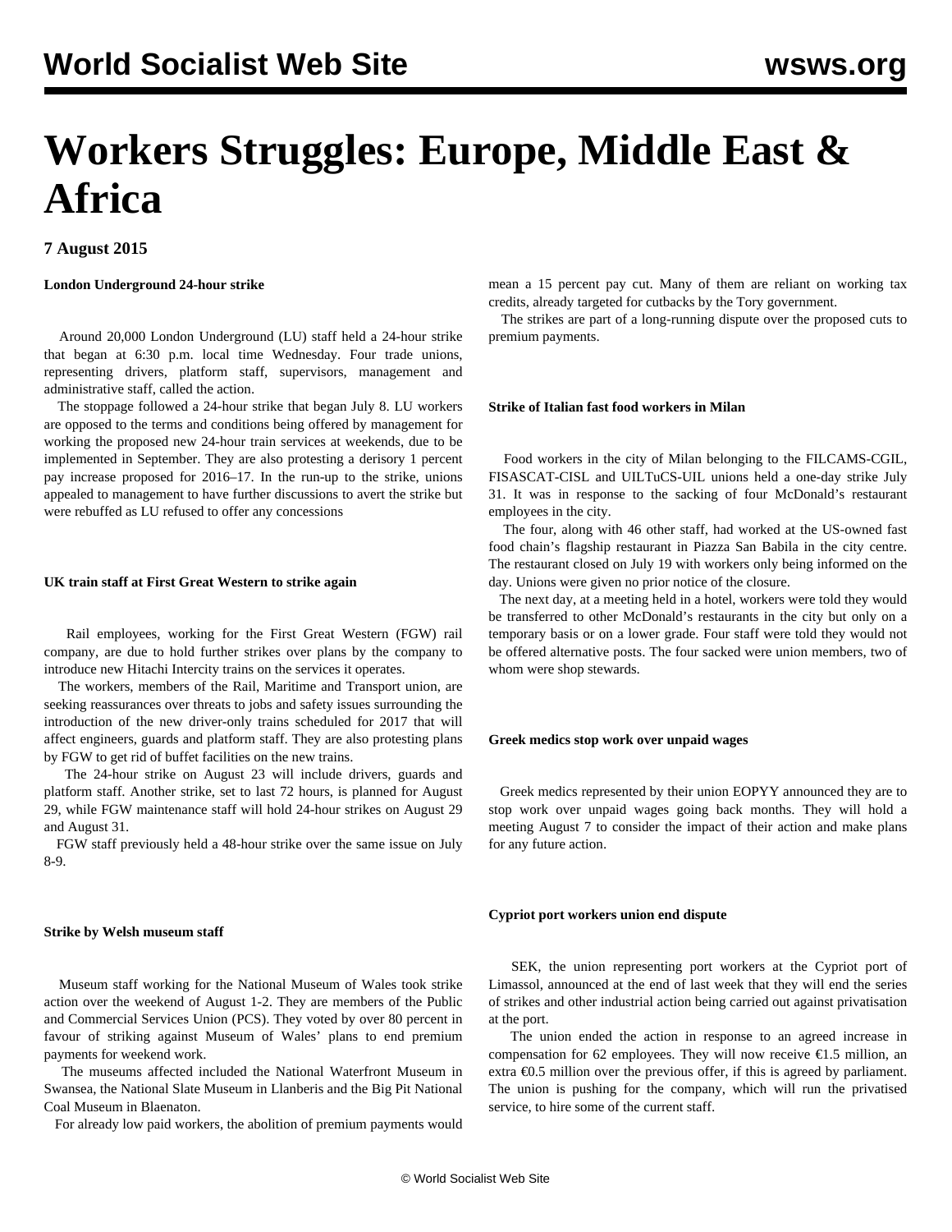# Workers Struggles: Europe, Middle East & Africa

**7 August 2015**

**London Underground 24-hour strike**

Around 20,000 London Underground (LU) staff held a 24-hour strike that began at 6:30 p.m. local time Wednesday. Four trade unions, representing drivers, platform staff, supervisors, management and administrative staff, called the action.

The stoppage followed a 24-hour strike that began July 8. LU workers are opposed to the terms and conditions being offered by management for working the proposed new 24-hour train services at weekends, due to be implemented in September. They are also protesting a derisory 1 percent pay increase proposed for 2016–17. In the run-up to the strike, unions appealed to management to have further discussions to avert the strike but were rebuffed as LU refused to offer any concessions

**UK train staff at First Great Western to strike again**

Rail employees, working for the First Great Western (FGW) rail company, are due to hold further strikes over plans by the company to introduce new Hitachi Intercity trains on the services it operates.

The workers, members of the Rail, Maritime and Transport union, are seeking reassurances over threats to jobs and safety issues surrounding the introduction of the new driver-only trains scheduled for 2017 that will affect engineers, guards and platform staff. They are also protesting plans by FGW to get rid of buffet facilities on the new trains.

The 24-hour strike on August 23 will include drivers, guards and platform staff. Another strike, set to last 72 hours, is planned for August 29, while FGW maintenance staff will hold 24-hour strikes on August 29 and August 31.

FGW staff previously held a 48-hour strike over the same issue on July 8-9.

**Strike by Welsh museum staff**

Museum staff working for the National Museum of Wales took strike action over the weekend of August 1-2. They are members of the Public and Commercial Services Union (PCS). They voted by over 80 percent in favour of striking against Museum of Wales' plans to end premium payments for weekend work.

The museums affected included the National Waterfront Museum in Swansea, the National Slate Museum in Llanberis and the Big Pit National Coal Museum in Blaenaton.

For already low paid workers, the abolition of premium payments would mean a 15 percent pay cut. Many of them are reliant on working tax credits, already targeted for cutbacks by the Tory government.

The strikes are part of a long-running dispute over the proposed cuts to premium payments.

**Strike of Italian fast food workers in Milan**

Food workers in the city of Milan belonging to the FILCAMS-CGIL, FISASCAT-CISL and UILTuCS-UIL unions held a one-day strike July 31. It was in response to the sacking of four McDonald's restaurant employees in the city.

The four, along with 46 other staff, had worked at the US-owned fast food chain's flagship restaurant in Piazza San Babila in the city centre. The restaurant closed on July 19 with workers only being informed on the day. Unions were given no prior notice of the closure.

The next day, at a meeting held in a hotel, workers were told they would be transferred to other McDonald's restaurants in the city but only on a temporary basis or on a lower grade. Four staff were told they would not be offered alternative posts. The four sacked were union members, two of whom were shop stewards.

**Greek medics stop work over unpaid wages**

Greek medics represented by their union EOPYY announced they are to stop work over unpaid wages going back months. They will hold a meeting August 7 to consider the impact of their action and make plans for any future action.

**Cypriot port workers union end dispute**

SEK, the union representing port workers at the Cypriot port of Limassol, announced at the end of last week that they will end the series of strikes and other industrial action being carried out against privatisation at the port.

The union ended the action in response to an agreed increase in compensation for 62 employees. They will now receive €1.5 million, an extra €0.5 million over the previous offer, if this is agreed by parliament. The union is pushing for the company, which will run the privatised service, to hire some of the current staff.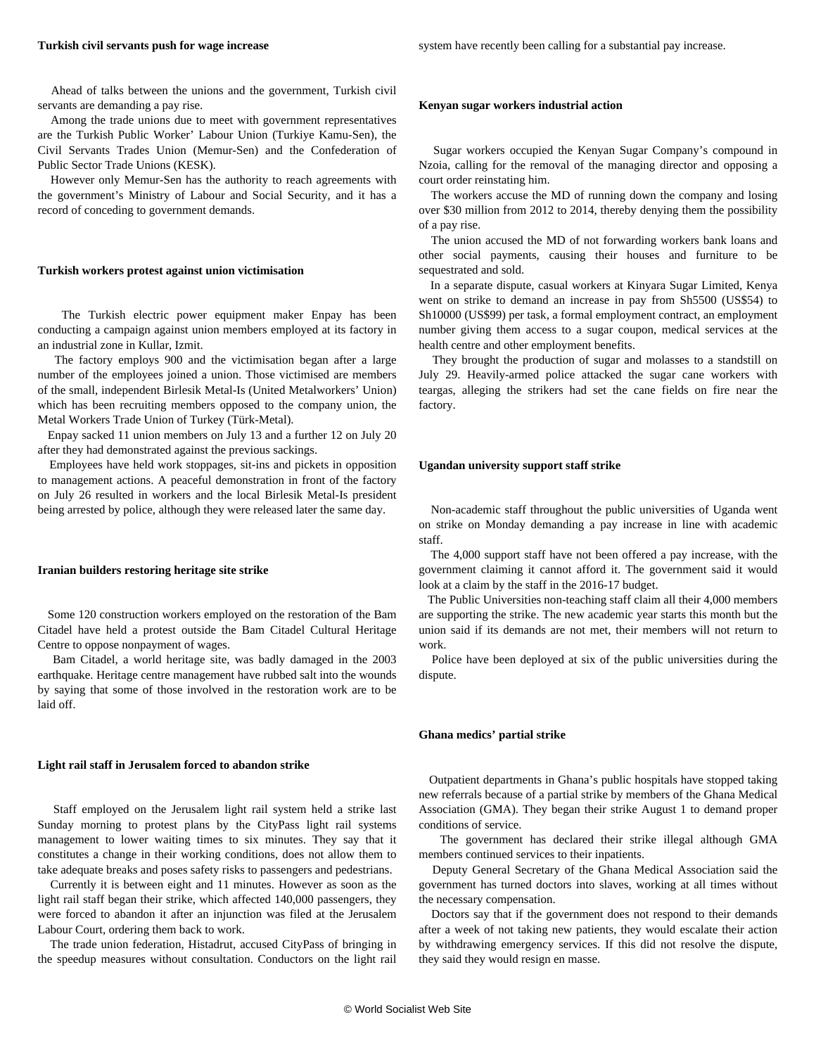### Turkish civil servants push for wage increase

Ahead of talks between the unions and the government, Turkish civil servants are demanding a pay rise.

Among the trade unions due to meet with government representatives are the Turkish Public Worker' Labour Union (Turkiye Kamu-Sen), the Civil Servants Trades Union (Memur-Sen) and the Confederation of Public Sector Trade Unions (KESK).

However only Memur-Sen has the authority to reach agreements with the government's Ministry of Labour and Social Security, and it has a record of conceding to government demands.

### Turkish workers protest against union victimisation

The Turkish electric power equipment maker Enpay has been conducting a campaign against union members employed at its factory in an industrial zone in Kullar, Izmit.

The factory employs 900 and the victimisation began after a large number of the employees joined a union. Those victimised are members of the small, independent Birlesik Metal-Is (United Metalworkers' Union) which has been recruiting members opposed to the company union, the Metal Workers Trade Union of Turkey (Türk-Metal).

Enpay sacked 11 union members on July 13 and a further 12 on July 20 after they had demonstrated against the previous sackings.

Employees have held work stoppages, sit-ins and pickets in opposition to management actions. A peaceful demonstration in front of the factory on July 26 resulted in workers and the local Birlesik Metal-Is president being arrested by police, although they were released later the same day.

### Iranian builders restoring heritage site strike

Some 120 construction workers employed on the restoration of the Bam Citadel have held a protest outside the Bam Citadel Cultural Heritage Centre to oppose nonpayment of wages.

Bam Citadel, a world heritage site, was badly damaged in the 2003 earthquake. Heritage centre management have rubbed salt into the wounds by saying that some of those involved in the restoration work are to be laid off.

### Light rail staff in Jerusalem forced to abandon strike

Staff employed on the Jerusalem light rail system held a strike last Sunday morning to protest plans by the CityPass light rail systems management to lower waiting times to six minutes. They say that it constitutes a change in their working conditions, does not allow them to take adequate breaks and poses safety risks to passengers and pedestrians.

Currently it is between eight and 11 minutes. However as soon as the light rail staff began their strike, which affected 140,000 passengers, they were forced to abandon it after an injunction was filed at the Jerusalem Labour Court, ordering them back to work.

The trade union federation, Histadrut, accused CityPass of bringing in the speedup measures without consultation. Conductors on the light rail system have recently been calling for a substantial pay increase.

### Kenyan sugar workers industrial action

Sugar workers occupied the Kenyan Sugar Company's compound in Nzoia, calling for the removal of the managing director and opposing a court order reinstating him.

The workers accuse the MD of running down the company and losing over $30 million from 2012 to 2014, thereby denying them the possibility of a pay rise.

The union accused the MD of not forwarding workers bank loans and other social payments, causing their houses and furniture to be sequestrated and sold.

In a separate dispute, casual workers at Kinyara Sugar Limited, Kenya went on strike to demand an increase in pay from Sh5500 (US$54) to Sh10000 (US$99) per task, a formal employment contract, an employment number giving them access to a sugar coupon, medical services at the health centre and other employment benefits.

They brought the production of sugar and molasses to a standstill on July 29. Heavily-armed police attacked the sugar cane workers with teargas, alleging the strikers had set the cane fields on fire near the factory.

### Ugandan university support staff strike

Non-academic staff throughout the public universities of Uganda went on strike on Monday demanding a pay increase in line with academic staff.

The 4,000 support staff have not been offered a pay increase, with the government claiming it cannot afford it. The government said it would look at a claim by the staff in the 2016-17 budget.

The Public Universities non-teaching staff claim all their 4,000 members are supporting the strike. The new academic year starts this month but the union said if its demands are not met, their members will not return to work.

Police have been deployed at six of the public universities during the dispute.

### Ghana medics' partial strike

Outpatient departments in Ghana's public hospitals have stopped taking new referrals because of a partial strike by members of the Ghana Medical Association (GMA). They began their strike August 1 to demand proper conditions of service.

The government has declared their strike illegal although GMA members continued services to their inpatients.

Deputy General Secretary of the Ghana Medical Association said the government has turned doctors into slaves, working at all times without the necessary compensation.

Doctors say that if the government does not respond to their demands after a week of not taking new patients, they would escalate their action by withdrawing emergency services. If this did not resolve the dispute, they said they would resign en masse.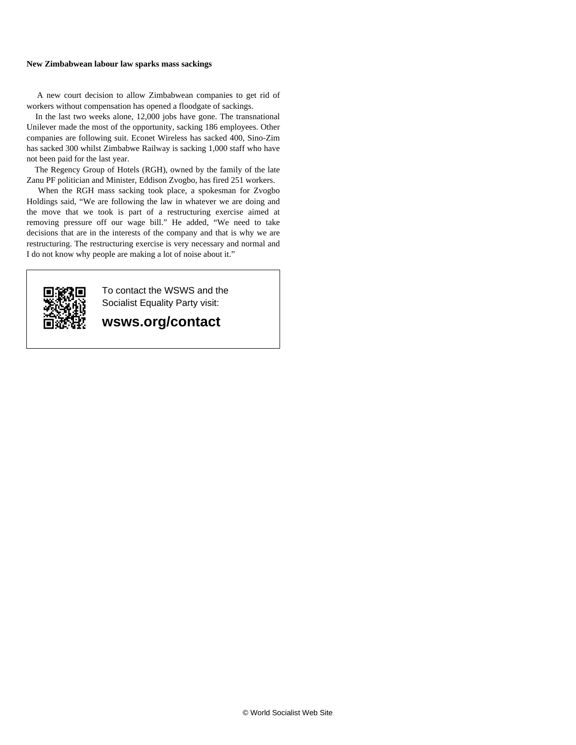**New Zimbabwean labour law sparks mass sackings**

A new court decision to allow Zimbabwean companies to get rid of workers without compensation has opened a floodgate of sackings.

In the last two weeks alone, 12,000 jobs have gone. The transnational Unilever made the most of the opportunity, sacking 186 employees. Other companies are following suit. Econet Wireless has sacked 400, Sino-Zim has sacked 300 whilst Zimbabwe Railway is sacking 1,000 staff who have not been paid for the last year.

The Regency Group of Hotels (RGH), owned by the family of the late Zanu PF politician and Minister, Eddison Zvogbo, has fired 251 workers.

When the RGH mass sacking took place, a spokesman for Zvogbo Holdings said, "We are following the law in whatever we are doing and the move that we took is part of a restructuring exercise aimed at removing pressure off our wage bill." He added, "We need to take decisions that are in the interests of the company and that is why we are restructuring. The restructuring exercise is very necessary and normal and I do not know why people are making a lot of noise about it."

To contact the WSWS and the Socialist Equality Party visit:

**wsws.org/contact**

© World Socialist Web Site